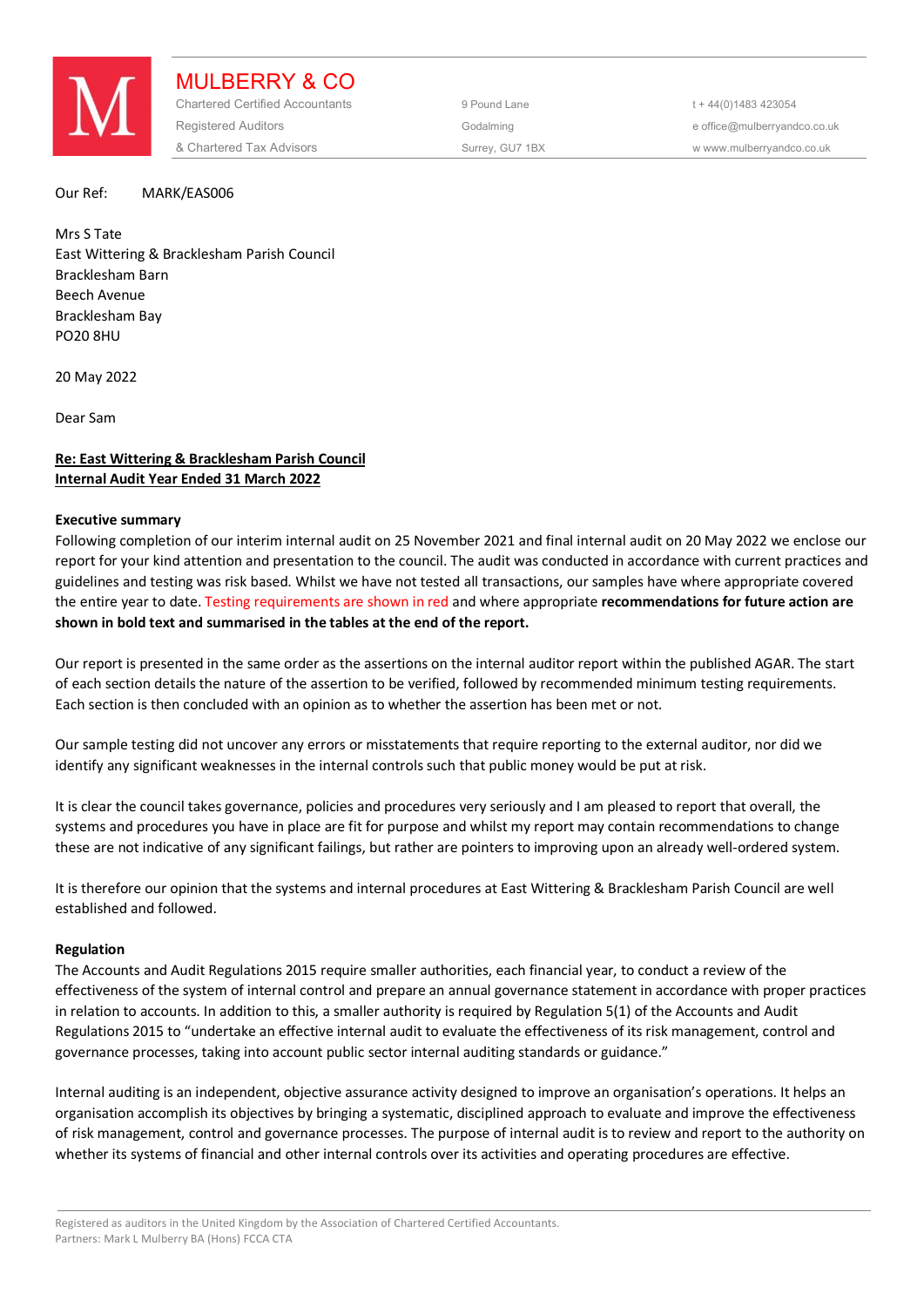# MULBERRY & CO

Chartered Certified Accountants
Registered Auditors
& Chartered Tax Advisors

9 Pound Lane
Godalming
Surrey, GU7 1BX

t + 44(0)1483 423054
e office@mulberryandco.co.uk
w www.mulberryandco.co.uk

Our Ref: MARK/EAS006

Mrs S Tate
East Wittering & Bracklesham Parish Council
Bracklesham Barn
Beech Avenue
Bracklesham Bay
PO20 8HU

20 May 2022

Dear Sam

**Re: East Wittering & Bracklesham Parish Council**
**Internal Audit Year Ended 31 March 2022**

**Executive summary**

Following completion of our interim internal audit on 25 November 2021 and final internal audit on 20 May 2022 we enclose our report for your kind attention and presentation to the council. The audit was conducted in accordance with current practices and guidelines and testing was risk based. Whilst we have not tested all transactions, our samples have where appropriate covered the entire year to date. Testing requirements are shown in red and where appropriate **recommendations for future action are shown in bold text and summarised in the tables at the end of the report.**

Our report is presented in the same order as the assertions on the internal auditor report within the published AGAR. The start of each section details the nature of the assertion to be verified, followed by recommended minimum testing requirements. Each section is then concluded with an opinion as to whether the assertion has been met or not.

Our sample testing did not uncover any errors or misstatements that require reporting to the external auditor, nor did we identify any significant weaknesses in the internal controls such that public money would be put at risk.

It is clear the council takes governance, policies and procedures very seriously and I am pleased to report that overall, the systems and procedures you have in place are fit for purpose and whilst my report may contain recommendations to change these are not indicative of any significant failings, but rather are pointers to improving upon an already well-ordered system.

It is therefore our opinion that the systems and internal procedures at East Wittering & Bracklesham Parish Council are well established and followed.

**Regulation**

The Accounts and Audit Regulations 2015 require smaller authorities, each financial year, to conduct a review of the effectiveness of the system of internal control and prepare an annual governance statement in accordance with proper practices in relation to accounts. In addition to this, a smaller authority is required by Regulation 5(1) of the Accounts and Audit Regulations 2015 to "undertake an effective internal audit to evaluate the effectiveness of its risk management, control and governance processes, taking into account public sector internal auditing standards or guidance."

Internal auditing is an independent, objective assurance activity designed to improve an organisation's operations. It helps an organisation accomplish its objectives by bringing a systematic, disciplined approach to evaluate and improve the effectiveness of risk management, control and governance processes. The purpose of internal audit is to review and report to the authority on whether its systems of financial and other internal controls over its activities and operating procedures are effective.

Registered as auditors in the United Kingdom by the Association of Chartered Certified Accountants.
Partners: Mark L Mulberry BA (Hons) FCCA CTA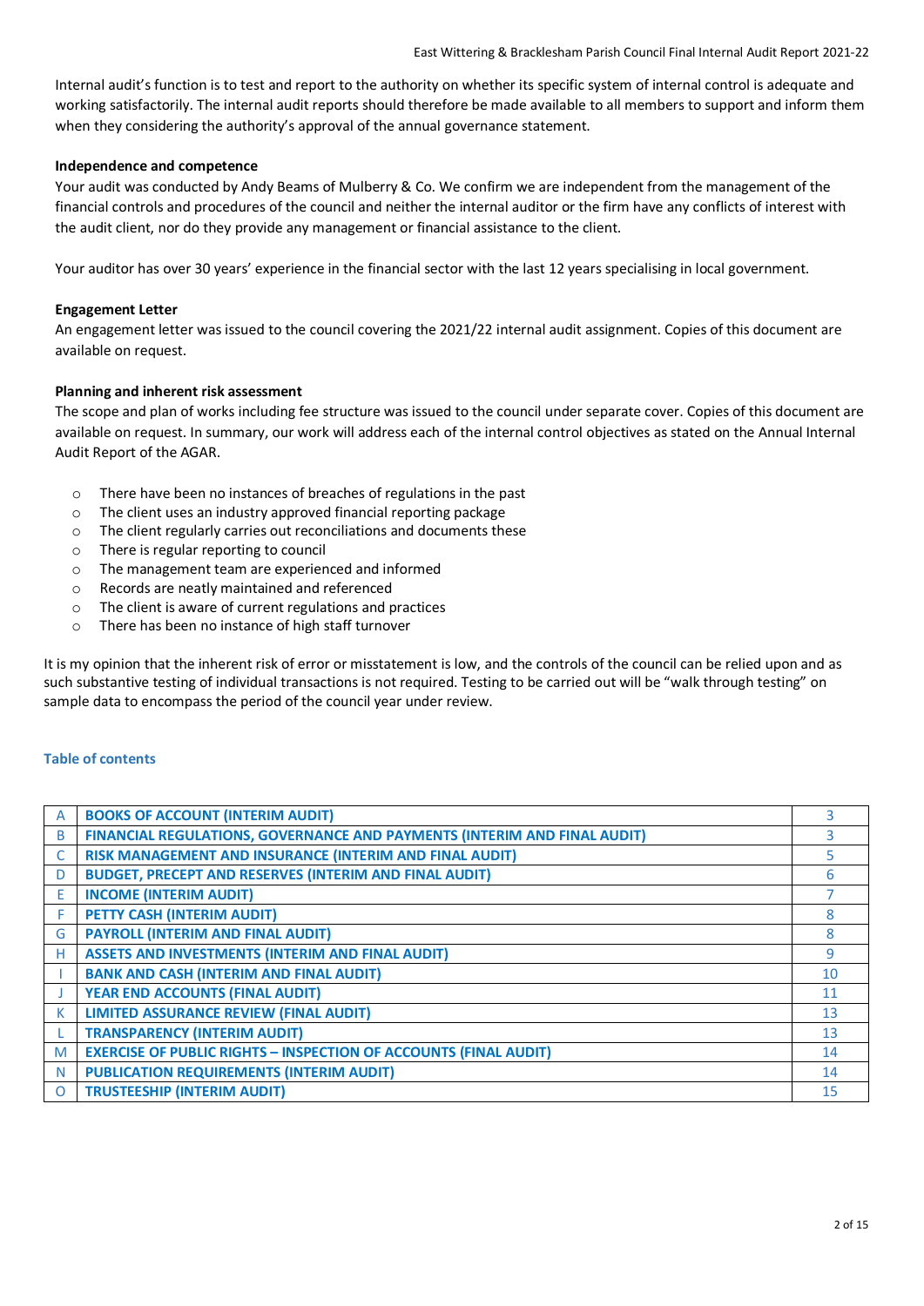Internal audit's function is to test and report to the authority on whether its specific system of internal control is adequate and working satisfactorily. The internal audit reports should therefore be made available to all members to support and inform them when they considering the authority's approval of the annual governance statement.

**Independence and competence**

Your audit was conducted by Andy Beams of Mulberry & Co. We confirm we are independent from the management of the financial controls and procedures of the council and neither the internal auditor or the firm have any conflicts of interest with the audit client, nor do they provide any management or financial assistance to the client.

Your auditor has over 30 years' experience in the financial sector with the last 12 years specialising in local government.

**Engagement Letter**

An engagement letter was issued to the council covering the 2021/22 internal audit assignment. Copies of this document are available on request.

**Planning and inherent risk assessment**

The scope and plan of works including fee structure was issued to the council under separate cover. Copies of this document are available on request. In summary, our work will address each of the internal control objectives as stated on the Annual Internal Audit Report of the AGAR.

- There have been no instances of breaches of regulations in the past
- The client uses an industry approved financial reporting package
- The client regularly carries out reconciliations and documents these
- There is regular reporting to council
- The management team are experienced and informed
- Records are neatly maintained and referenced
- The client is aware of current regulations and practices
- There has been no instance of high staff turnover

It is my opinion that the inherent risk of error or misstatement is low, and the controls of the council can be relied upon and as such substantive testing of individual transactions is not required. Testing to be carried out will be "walk through testing" on sample data to encompass the period of the council year under review.

### Table of contents

| | | |
|---|---|---|
| A | **BOOKS OF ACCOUNT (INTERIM AUDIT)** | 3 |
| B | **FINANCIAL REGULATIONS, GOVERNANCE AND PAYMENTS (INTERIM AND FINAL AUDIT)** | 3 |
| C | **RISK MANAGEMENT AND INSURANCE (INTERIM AND FINAL AUDIT)** | 5 |
| D | **BUDGET, PRECEPT AND RESERVES (INTERIM AND FINAL AUDIT)** | 6 |
| E | **INCOME (INTERIM AUDIT)** | 7 |
| F | **PETTY CASH (INTERIM AUDIT)** | 8 |
| G | **PAYROLL (INTERIM AND FINAL AUDIT)** | 8 |
| H | **ASSETS AND INVESTMENTS (INTERIM AND FINAL AUDIT)** | 9 |
| I | **BANK AND CASH (INTERIM AND FINAL AUDIT)** | 10 |
| J | **YEAR END ACCOUNTS (FINAL AUDIT)** | 11 |
| K | **LIMITED ASSURANCE REVIEW (FINAL AUDIT)** | 13 |
| L | **TRANSPARENCY (INTERIM AUDIT)** | 13 |
| M | **EXERCISE OF PUBLIC RIGHTS – INSPECTION OF ACCOUNTS (FINAL AUDIT)** | 14 |
| N | **PUBLICATION REQUIREMENTS (INTERIM AUDIT)** | 14 |
| O | **TRUSTEESHIP (INTERIM AUDIT)** | 15 |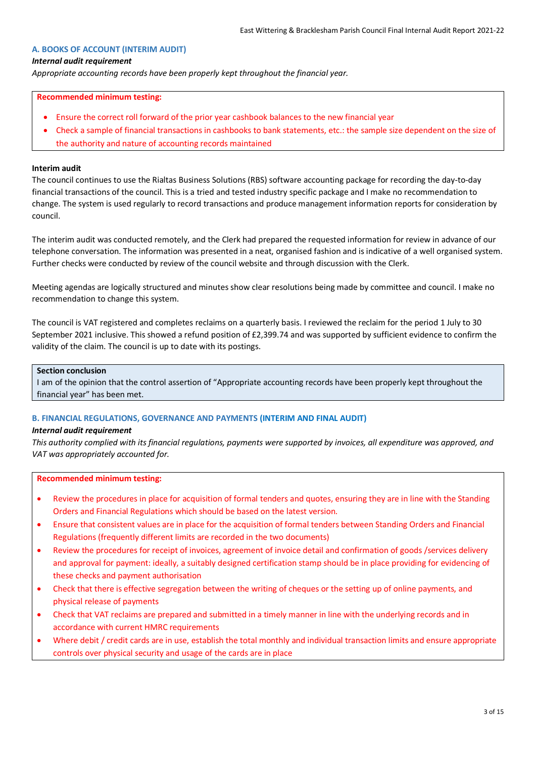## A. BOOKS OF ACCOUNT (INTERIM AUDIT)

***Internal audit requirement***

*Appropriate accounting records have been properly kept throughout the financial year.*

**Recommended minimum testing:**

- Ensure the correct roll forward of the prior year cashbook balances to the new financial year
- Check a sample of financial transactions in cashbooks to bank statements, etc.: the sample size dependent on the size of the authority and nature of accounting records maintained

**Interim audit**

The council continues to use the Rialtas Business Solutions (RBS) software accounting package for recording the day-to-day financial transactions of the council. This is a tried and tested industry specific package and I make no recommendation to change. The system is used regularly to record transactions and produce management information reports for consideration by council.

The interim audit was conducted remotely, and the Clerk had prepared the requested information for review in advance of our telephone conversation. The information was presented in a neat, organised fashion and is indicative of a well organised system. Further checks were conducted by review of the council website and through discussion with the Clerk.

Meeting agendas are logically structured and minutes show clear resolutions being made by committee and council. I make no recommendation to change this system.

The council is VAT registered and completes reclaims on a quarterly basis. I reviewed the reclaim for the period 1 July to 30 September 2021 inclusive. This showed a refund position of £2,399.74 and was supported by sufficient evidence to confirm the validity of the claim. The council is up to date with its postings.

**Section conclusion**

I am of the opinion that the control assertion of "Appropriate accounting records have been properly kept throughout the financial year" has been met.

## B. FINANCIAL REGULATIONS, GOVERNANCE AND PAYMENTS (INTERIM AND FINAL AUDIT)

***Internal audit requirement***

*This authority complied with its financial regulations, payments were supported by invoices, all expenditure was approved, and VAT was appropriately accounted for.*

**Recommended minimum testing:**

- Review the procedures in place for acquisition of formal tenders and quotes, ensuring they are in line with the Standing Orders and Financial Regulations which should be based on the latest version.
- Ensure that consistent values are in place for the acquisition of formal tenders between Standing Orders and Financial Regulations (frequently different limits are recorded in the two documents)
- Review the procedures for receipt of invoices, agreement of invoice detail and confirmation of goods /services delivery and approval for payment: ideally, a suitably designed certification stamp should be in place providing for evidencing of these checks and payment authorisation
- Check that there is effective segregation between the writing of cheques or the setting up of online payments, and physical release of payments
- Check that VAT reclaims are prepared and submitted in a timely manner in line with the underlying records and in accordance with current HMRC requirements
- Where debit / credit cards are in use, establish the total monthly and individual transaction limits and ensure appropriate controls over physical security and usage of the cards are in place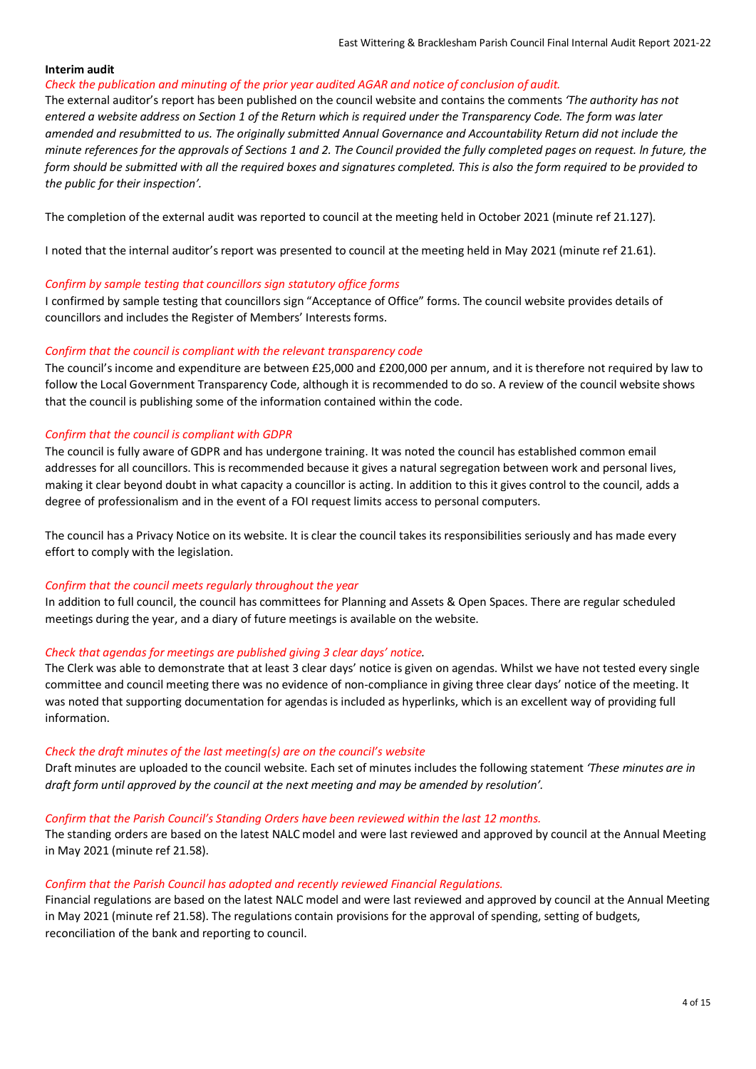**Interim audit**

*Check the publication and minuting of the prior year audited AGAR and notice of conclusion of audit.*

The external auditor's report has been published on the council website and contains the comments *'The authority has not entered a website address on Section 1 of the Return which is required under the Transparency Code. The form was later amended and resubmitted to us. The originally submitted Annual Governance and Accountability Return did not include the minute references for the approvals of Sections 1 and 2. The Council provided the fully completed pages on request. In future, the form should be submitted with all the required boxes and signatures completed. This is also the form required to be provided to the public for their inspection'.*

The completion of the external audit was reported to council at the meeting held in October 2021 (minute ref 21.127).

I noted that the internal auditor's report was presented to council at the meeting held in May 2021 (minute ref 21.61).

*Confirm by sample testing that councillors sign statutory office forms*

I confirmed by sample testing that councillors sign "Acceptance of Office" forms. The council website provides details of councillors and includes the Register of Members' Interests forms.

*Confirm that the council is compliant with the relevant transparency code*

The council's income and expenditure are between £25,000 and £200,000 per annum, and it is therefore not required by law to follow the Local Government Transparency Code, although it is recommended to do so. A review of the council website shows that the council is publishing some of the information contained within the code.

*Confirm that the council is compliant with GDPR*

The council is fully aware of GDPR and has undergone training. It was noted the council has established common email addresses for all councillors. This is recommended because it gives a natural segregation between work and personal lives, making it clear beyond doubt in what capacity a councillor is acting. In addition to this it gives control to the council, adds a degree of professionalism and in the event of a FOI request limits access to personal computers.

The council has a Privacy Notice on its website. It is clear the council takes its responsibilities seriously and has made every effort to comply with the legislation.

*Confirm that the council meets regularly throughout the year*

In addition to full council, the council has committees for Planning and Assets & Open Spaces. There are regular scheduled meetings during the year, and a diary of future meetings is available on the website.

*Check that agendas for meetings are published giving 3 clear days' notice.*

The Clerk was able to demonstrate that at least 3 clear days' notice is given on agendas. Whilst we have not tested every single committee and council meeting there was no evidence of non-compliance in giving three clear days' notice of the meeting. It was noted that supporting documentation for agendas is included as hyperlinks, which is an excellent way of providing full information.

*Check the draft minutes of the last meeting(s) are on the council's website*

Draft minutes are uploaded to the council website. Each set of minutes includes the following statement *'These minutes are in draft form until approved by the council at the next meeting and may be amended by resolution'.*

*Confirm that the Parish Council's Standing Orders have been reviewed within the last 12 months.*

The standing orders are based on the latest NALC model and were last reviewed and approved by council at the Annual Meeting in May 2021 (minute ref 21.58).

*Confirm that the Parish Council has adopted and recently reviewed Financial Regulations.*

Financial regulations are based on the latest NALC model and were last reviewed and approved by council at the Annual Meeting in May 2021 (minute ref 21.58). The regulations contain provisions for the approval of spending, setting of budgets, reconciliation of the bank and reporting to council.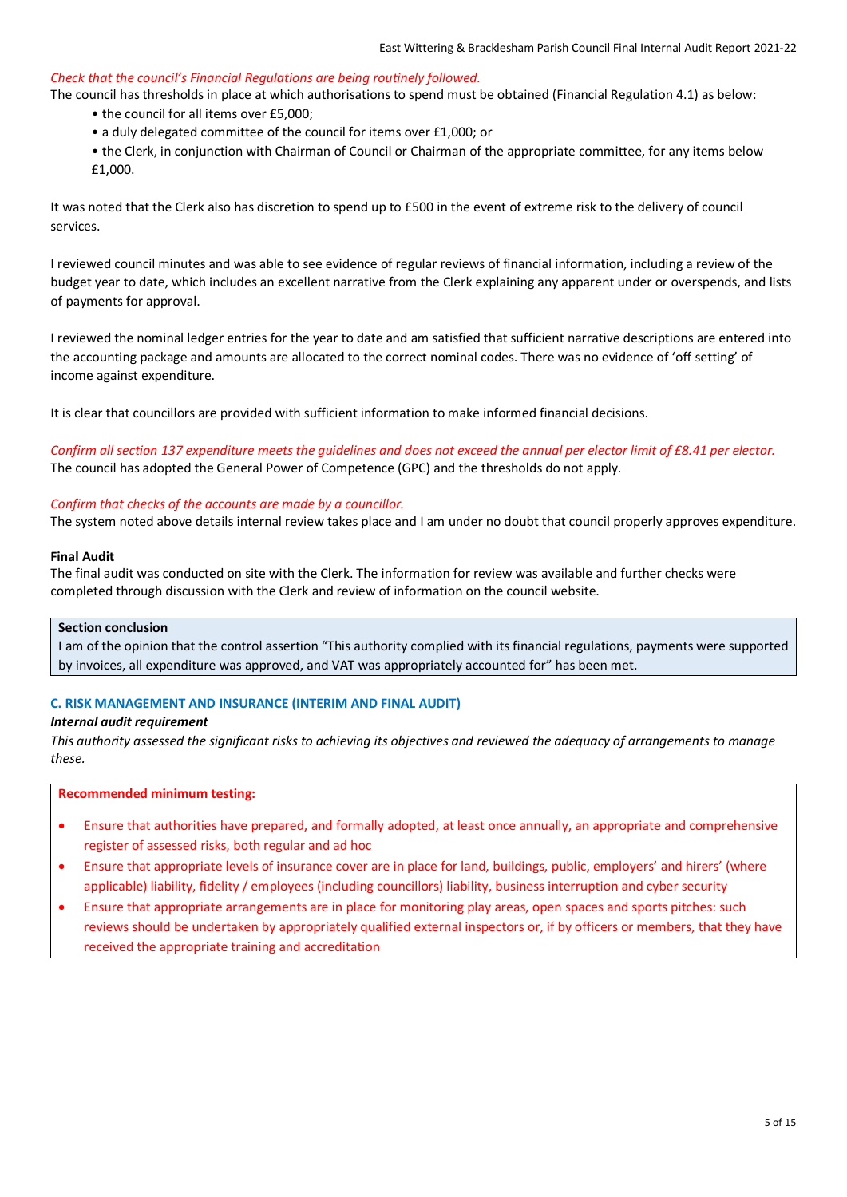*Check that the council's Financial Regulations are being routinely followed.*

The council has thresholds in place at which authorisations to spend must be obtained (Financial Regulation 4.1) as below:

- the council for all items over £5,000;
- a duly delegated committee of the council for items over £1,000; or
- the Clerk, in conjunction with Chairman of Council or Chairman of the appropriate committee, for any items below £1,000.

It was noted that the Clerk also has discretion to spend up to £500 in the event of extreme risk to the delivery of council services.

I reviewed council minutes and was able to see evidence of regular reviews of financial information, including a review of the budget year to date, which includes an excellent narrative from the Clerk explaining any apparent under or overspends, and lists of payments for approval.

I reviewed the nominal ledger entries for the year to date and am satisfied that sufficient narrative descriptions are entered into the accounting package and amounts are allocated to the correct nominal codes. There was no evidence of 'off setting' of income against expenditure.

It is clear that councillors are provided with sufficient information to make informed financial decisions.

*Confirm all section 137 expenditure meets the guidelines and does not exceed the annual per elector limit of £8.41 per elector.*

The council has adopted the General Power of Competence (GPC) and the thresholds do not apply.

*Confirm that checks of the accounts are made by a councillor.*

The system noted above details internal review takes place and I am under no doubt that council properly approves expenditure.

**Final Audit**

The final audit was conducted on site with the Clerk. The information for review was available and further checks were completed through discussion with the Clerk and review of information on the council website.

**Section conclusion**

I am of the opinion that the control assertion "This authority complied with its financial regulations, payments were supported by invoices, all expenditure was approved, and VAT was appropriately accounted for" has been met.

### C. RISK MANAGEMENT AND INSURANCE (INTERIM AND FINAL AUDIT)

***Internal audit requirement***

*This authority assessed the significant risks to achieving its objectives and reviewed the adequacy of arrangements to manage these.*

**Recommended minimum testing:**

- Ensure that authorities have prepared, and formally adopted, at least once annually, an appropriate and comprehensive register of assessed risks, both regular and ad hoc
- Ensure that appropriate levels of insurance cover are in place for land, buildings, public, employers' and hirers' (where applicable) liability, fidelity / employees (including councillors) liability, business interruption and cyber security
- Ensure that appropriate arrangements are in place for monitoring play areas, open spaces and sports pitches: such reviews should be undertaken by appropriately qualified external inspectors or, if by officers or members, that they have received the appropriate training and accreditation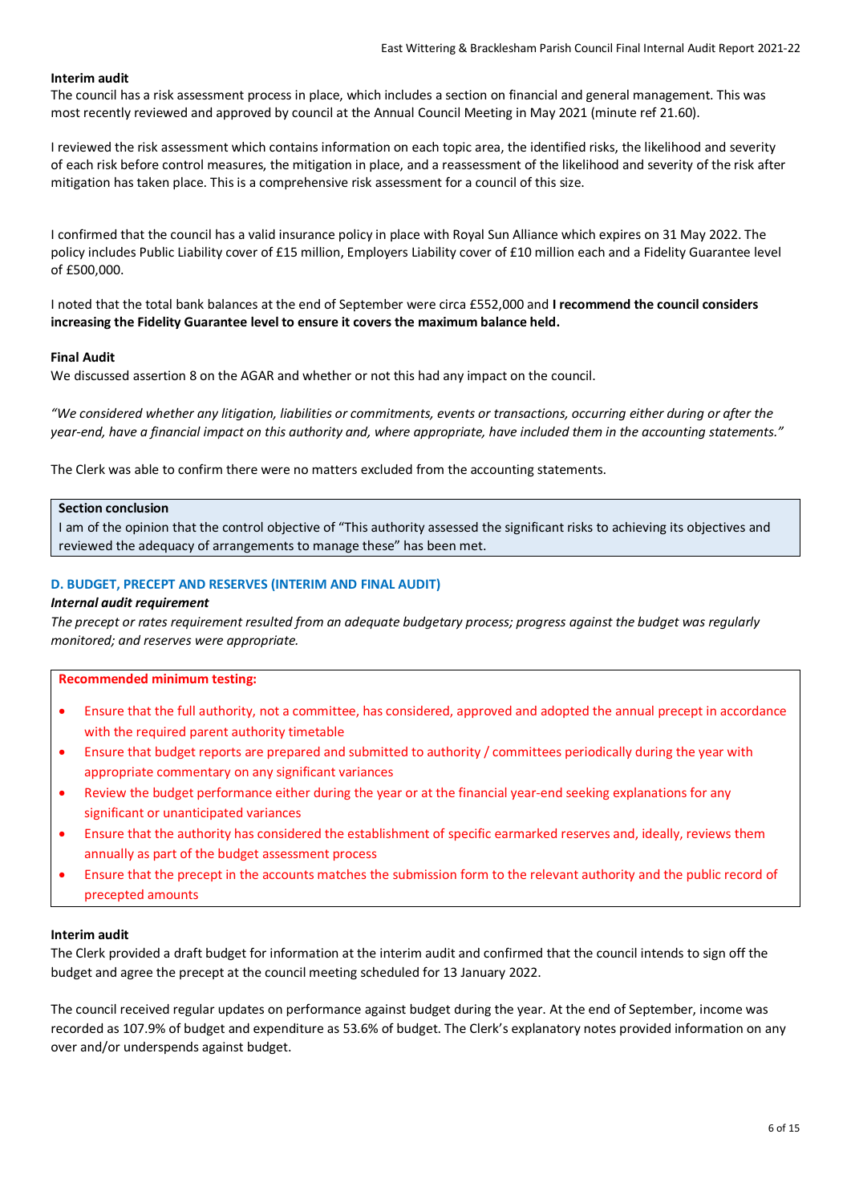**Interim audit**

The council has a risk assessment process in place, which includes a section on financial and general management. This was most recently reviewed and approved by council at the Annual Council Meeting in May 2021 (minute ref 21.60).

I reviewed the risk assessment which contains information on each topic area, the identified risks, the likelihood and severity of each risk before control measures, the mitigation in place, and a reassessment of the likelihood and severity of the risk after mitigation has taken place. This is a comprehensive risk assessment for a council of this size.

I confirmed that the council has a valid insurance policy in place with Royal Sun Alliance which expires on 31 May 2022. The policy includes Public Liability cover of £15 million, Employers Liability cover of £10 million each and a Fidelity Guarantee level of £500,000.

I noted that the total bank balances at the end of September were circa £552,000 and **I recommend the council considers increasing the Fidelity Guarantee level to ensure it covers the maximum balance held.**

**Final Audit**

We discussed assertion 8 on the AGAR and whether or not this had any impact on the council.

*"We considered whether any litigation, liabilities or commitments, events or transactions, occurring either during or after the year-end, have a financial impact on this authority and, where appropriate, have included them in the accounting statements."*

The Clerk was able to confirm there were no matters excluded from the accounting statements.

**Section conclusion**

I am of the opinion that the control objective of "This authority assessed the significant risks to achieving its objectives and reviewed the adequacy of arrangements to manage these" has been met.

### D. BUDGET, PRECEPT AND RESERVES (INTERIM AND FINAL AUDIT)

***Internal audit requirement***

*The precept or rates requirement resulted from an adequate budgetary process; progress against the budget was regularly monitored; and reserves were appropriate.*

**Recommended minimum testing:**

- Ensure that the full authority, not a committee, has considered, approved and adopted the annual precept in accordance with the required parent authority timetable
- Ensure that budget reports are prepared and submitted to authority / committees periodically during the year with appropriate commentary on any significant variances
- Review the budget performance either during the year or at the financial year-end seeking explanations for any significant or unanticipated variances
- Ensure that the authority has considered the establishment of specific earmarked reserves and, ideally, reviews them annually as part of the budget assessment process
- Ensure that the precept in the accounts matches the submission form to the relevant authority and the public record of precepted amounts

**Interim audit**

The Clerk provided a draft budget for information at the interim audit and confirmed that the council intends to sign off the budget and agree the precept at the council meeting scheduled for 13 January 2022.

The council received regular updates on performance against budget during the year. At the end of September, income was recorded as 107.9% of budget and expenditure as 53.6% of budget. The Clerk's explanatory notes provided information on any over and/or underspends against budget.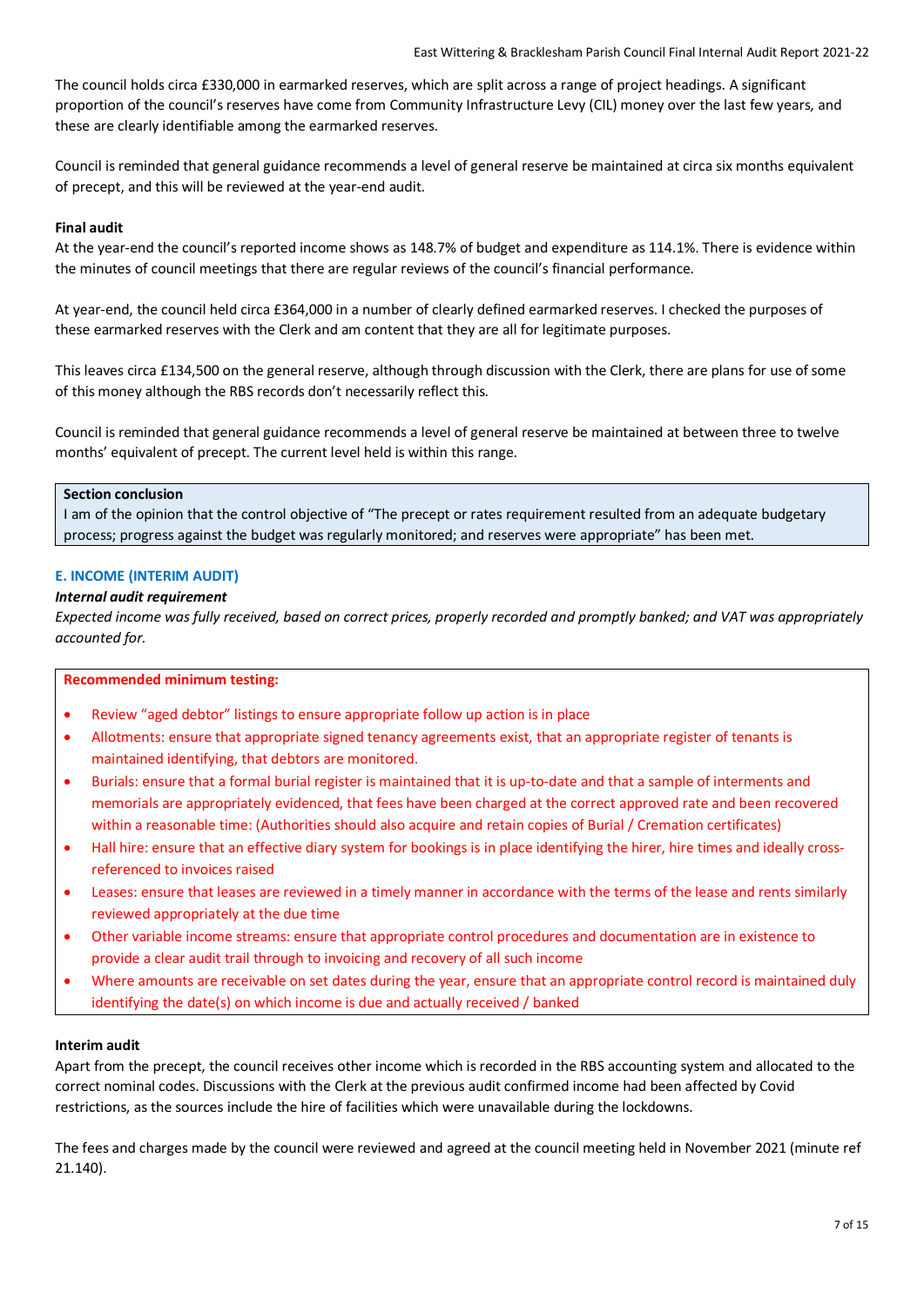The council holds circa £330,000 in earmarked reserves, which are split across a range of project headings. A significant proportion of the council's reserves have come from Community Infrastructure Levy (CIL) money over the last few years, and these are clearly identifiable among the earmarked reserves.

Council is reminded that general guidance recommends a level of general reserve be maintained at circa six months equivalent of precept, and this will be reviewed at the year-end audit.

**Final audit**

At the year-end the council's reported income shows as 148.7% of budget and expenditure as 114.1%. There is evidence within the minutes of council meetings that there are regular reviews of the council's financial performance.

At year-end, the council held circa £364,000 in a number of clearly defined earmarked reserves. I checked the purposes of these earmarked reserves with the Clerk and am content that they are all for legitimate purposes.

This leaves circa £134,500 on the general reserve, although through discussion with the Clerk, there are plans for use of some of this money although the RBS records don't necessarily reflect this.

Council is reminded that general guidance recommends a level of general reserve be maintained at between three to twelve months' equivalent of precept. The current level held is within this range.

**Section conclusion**

I am of the opinion that the control objective of "The precept or rates requirement resulted from an adequate budgetary process; progress against the budget was regularly monitored; and reserves were appropriate" has been met.

### E. INCOME (INTERIM AUDIT)

***Internal audit requirement***

*Expected income was fully received, based on correct prices, properly recorded and promptly banked; and VAT was appropriately accounted for.*

**Recommended minimum testing:**

- Review "aged debtor" listings to ensure appropriate follow up action is in place
- Allotments: ensure that appropriate signed tenancy agreements exist, that an appropriate register of tenants is maintained identifying, that debtors are monitored.
- Burials: ensure that a formal burial register is maintained that it is up-to-date and that a sample of interments and memorials are appropriately evidenced, that fees have been charged at the correct approved rate and been recovered within a reasonable time: (Authorities should also acquire and retain copies of Burial / Cremation certificates)
- Hall hire: ensure that an effective diary system for bookings is in place identifying the hirer, hire times and ideally cross-referenced to invoices raised
- Leases: ensure that leases are reviewed in a timely manner in accordance with the terms of the lease and rents similarly reviewed appropriately at the due time
- Other variable income streams: ensure that appropriate control procedures and documentation are in existence to provide a clear audit trail through to invoicing and recovery of all such income
- Where amounts are receivable on set dates during the year, ensure that an appropriate control record is maintained duly identifying the date(s) on which income is due and actually received / banked

**Interim audit**

Apart from the precept, the council receives other income which is recorded in the RBS accounting system and allocated to the correct nominal codes. Discussions with the Clerk at the previous audit confirmed income had been affected by Covid restrictions, as the sources include the hire of facilities which were unavailable during the lockdowns.

The fees and charges made by the council were reviewed and agreed at the council meeting held in November 2021 (minute ref 21.140).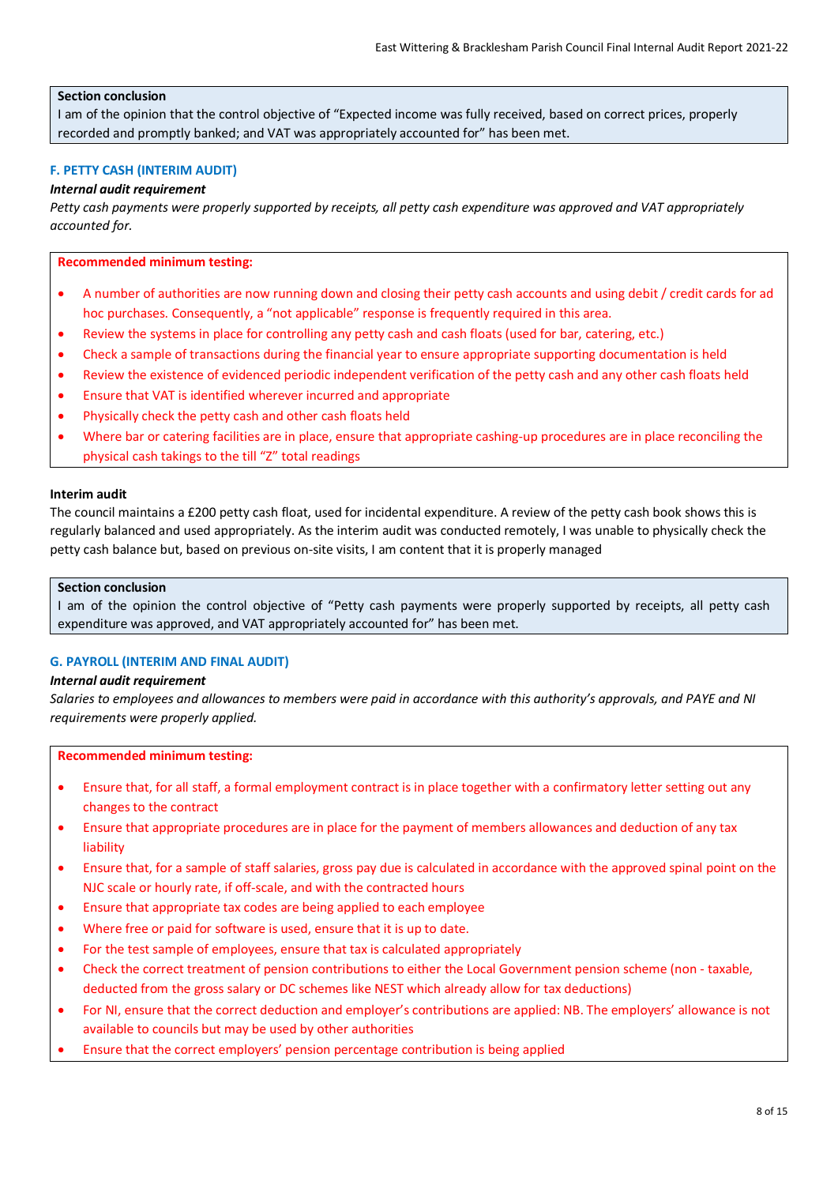**Section conclusion**

I am of the opinion that the control objective of "Expected income was fully received, based on correct prices, properly recorded and promptly banked; and VAT was appropriately accounted for" has been met.

### F. PETTY CASH (INTERIM AUDIT)

***Internal audit requirement***

*Petty cash payments were properly supported by receipts, all petty cash expenditure was approved and VAT appropriately accounted for.*

**Recommended minimum testing:**

- A number of authorities are now running down and closing their petty cash accounts and using debit / credit cards for ad hoc purchases. Consequently, a "not applicable" response is frequently required in this area.
- Review the systems in place for controlling any petty cash and cash floats (used for bar, catering, etc.)
- Check a sample of transactions during the financial year to ensure appropriate supporting documentation is held
- Review the existence of evidenced periodic independent verification of the petty cash and any other cash floats held
- Ensure that VAT is identified wherever incurred and appropriate
- Physically check the petty cash and other cash floats held
- Where bar or catering facilities are in place, ensure that appropriate cashing-up procedures are in place reconciling the physical cash takings to the till "Z" total readings

**Interim audit**

The council maintains a £200 petty cash float, used for incidental expenditure. A review of the petty cash book shows this is regularly balanced and used appropriately. As the interim audit was conducted remotely, I was unable to physically check the petty cash balance but, based on previous on-site visits, I am content that it is properly managed

**Section conclusion**

I am of the opinion the control objective of "Petty cash payments were properly supported by receipts, all petty cash expenditure was approved, and VAT appropriately accounted for" has been met.

### G. PAYROLL (INTERIM AND FINAL AUDIT)

***Internal audit requirement***

*Salaries to employees and allowances to members were paid in accordance with this authority's approvals, and PAYE and NI requirements were properly applied.*

**Recommended minimum testing:**

- Ensure that, for all staff, a formal employment contract is in place together with a confirmatory letter setting out any changes to the contract
- Ensure that appropriate procedures are in place for the payment of members allowances and deduction of any tax liability
- Ensure that, for a sample of staff salaries, gross pay due is calculated in accordance with the approved spinal point on the NJC scale or hourly rate, if off-scale, and with the contracted hours
- Ensure that appropriate tax codes are being applied to each employee
- Where free or paid for software is used, ensure that it is up to date.
- For the test sample of employees, ensure that tax is calculated appropriately
- Check the correct treatment of pension contributions to either the Local Government pension scheme (non - taxable, deducted from the gross salary or DC schemes like NEST which already allow for tax deductions)
- For NI, ensure that the correct deduction and employer's contributions are applied: NB. The employers' allowance is not available to councils but may be used by other authorities
- Ensure that the correct employers' pension percentage contribution is being applied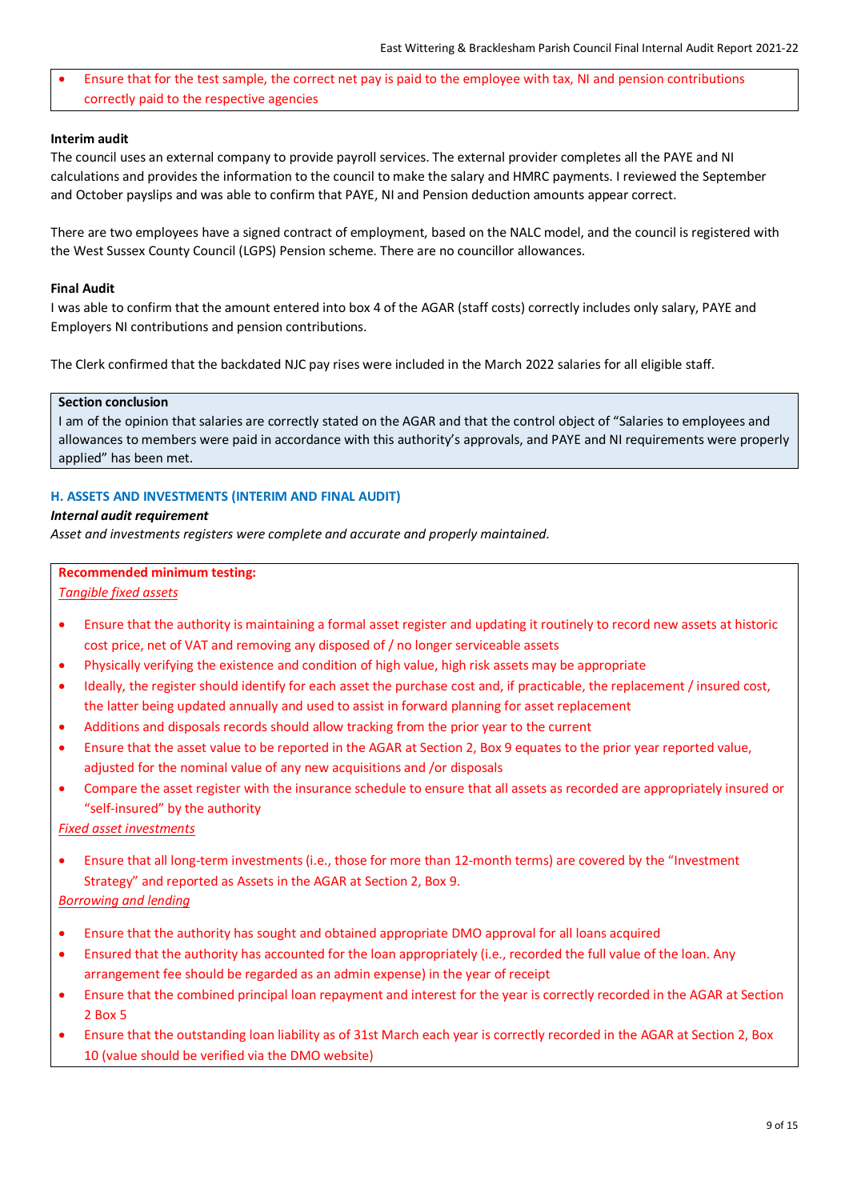- Ensure that for the test sample, the correct net pay is paid to the employee with tax, NI and pension contributions correctly paid to the respective agencies

**Interim audit**

The council uses an external company to provide payroll services. The external provider completes all the PAYE and NI calculations and provides the information to the council to make the salary and HMRC payments. I reviewed the September and October payslips and was able to confirm that PAYE, NI and Pension deduction amounts appear correct.

There are two employees have a signed contract of employment, based on the NALC model, and the council is registered with the West Sussex County Council (LGPS) Pension scheme. There are no councillor allowances.

**Final Audit**

I was able to confirm that the amount entered into box 4 of the AGAR (staff costs) correctly includes only salary, PAYE and Employers NI contributions and pension contributions.

The Clerk confirmed that the backdated NJC pay rises were included in the March 2022 salaries for all eligible staff.

**Section conclusion**

I am of the opinion that salaries are correctly stated on the AGAR and that the control object of "Salaries to employees and allowances to members were paid in accordance with this authority's approvals, and PAYE and NI requirements were properly applied" has been met.

### H. ASSETS AND INVESTMENTS (INTERIM AND FINAL AUDIT)

***Internal audit requirement***

*Asset and investments registers were complete and accurate and properly maintained.*

**Recommended minimum testing:**

*Tangible fixed assets*

- Ensure that the authority is maintaining a formal asset register and updating it routinely to record new assets at historic cost price, net of VAT and removing any disposed of / no longer serviceable assets
- Physically verifying the existence and condition of high value, high risk assets may be appropriate
- Ideally, the register should identify for each asset the purchase cost and, if practicable, the replacement / insured cost, the latter being updated annually and used to assist in forward planning for asset replacement
- Additions and disposals records should allow tracking from the prior year to the current
- Ensure that the asset value to be reported in the AGAR at Section 2, Box 9 equates to the prior year reported value, adjusted for the nominal value of any new acquisitions and /or disposals
- Compare the asset register with the insurance schedule to ensure that all assets as recorded are appropriately insured or "self-insured" by the authority

*Fixed asset investments*

- Ensure that all long-term investments (i.e., those for more than 12-month terms) are covered by the "Investment Strategy" and reported as Assets in the AGAR at Section 2, Box 9.

*Borrowing and lending*

- Ensure that the authority has sought and obtained appropriate DMO approval for all loans acquired
- Ensured that the authority has accounted for the loan appropriately (i.e., recorded the full value of the loan. Any arrangement fee should be regarded as an admin expense) in the year of receipt
- Ensure that the combined principal loan repayment and interest for the year is correctly recorded in the AGAR at Section 2 Box 5
- Ensure that the outstanding loan liability as of 31st March each year is correctly recorded in the AGAR at Section 2, Box 10 (value should be verified via the DMO website)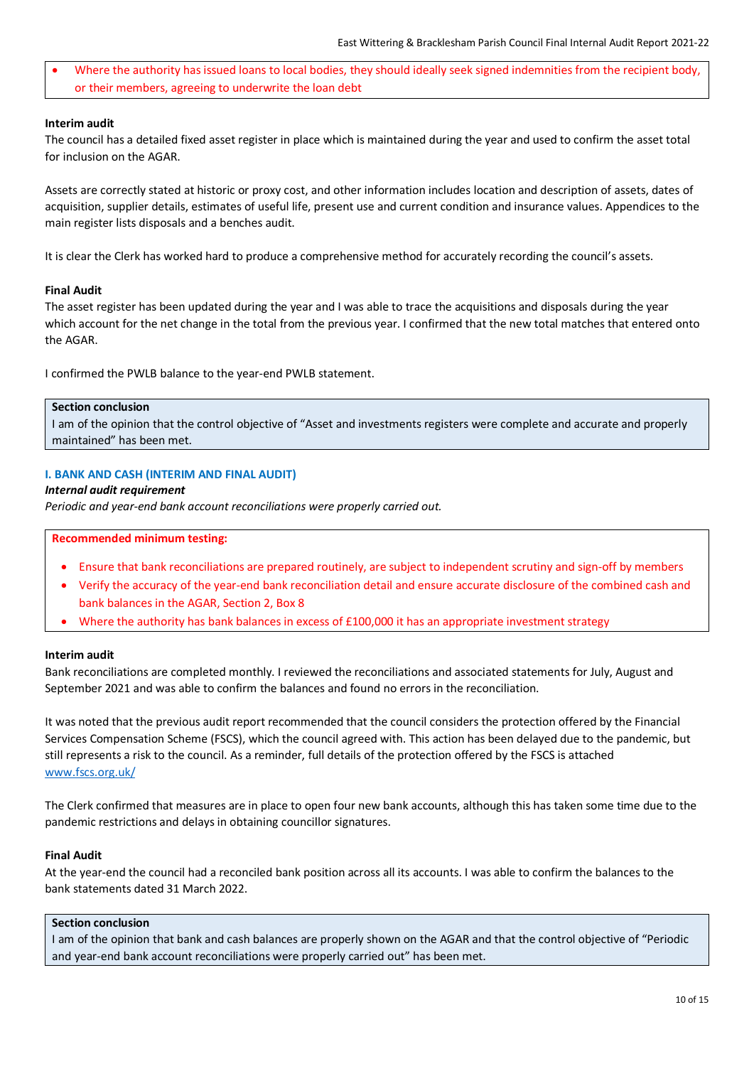- Where the authority has issued loans to local bodies, they should ideally seek signed indemnities from the recipient body, or their members, agreeing to underwrite the loan debt

**Interim audit**

The council has a detailed fixed asset register in place which is maintained during the year and used to confirm the asset total for inclusion on the AGAR.

Assets are correctly stated at historic or proxy cost, and other information includes location and description of assets, dates of acquisition, supplier details, estimates of useful life, present use and current condition and insurance values. Appendices to the main register lists disposals and a benches audit.

It is clear the Clerk has worked hard to produce a comprehensive method for accurately recording the council's assets.

**Final Audit**

The asset register has been updated during the year and I was able to trace the acquisitions and disposals during the year which account for the net change in the total from the previous year. I confirmed that the new total matches that entered onto the AGAR.

I confirmed the PWLB balance to the year-end PWLB statement.

**Section conclusion**

I am of the opinion that the control objective of "Asset and investments registers were complete and accurate and properly maintained" has been met.

## I. BANK AND CASH (INTERIM AND FINAL AUDIT)

***Internal audit requirement***

*Periodic and year-end bank account reconciliations were properly carried out.*

**Recommended minimum testing:**

- Ensure that bank reconciliations are prepared routinely, are subject to independent scrutiny and sign-off by members
- Verify the accuracy of the year-end bank reconciliation detail and ensure accurate disclosure of the combined cash and bank balances in the AGAR, Section 2, Box 8
- Where the authority has bank balances in excess of £100,000 it has an appropriate investment strategy

**Interim audit**

Bank reconciliations are completed monthly. I reviewed the reconciliations and associated statements for July, August and September 2021 and was able to confirm the balances and found no errors in the reconciliation.

It was noted that the previous audit report recommended that the council considers the protection offered by the Financial Services Compensation Scheme (FSCS), which the council agreed with. This action has been delayed due to the pandemic, but still represents a risk to the council. As a reminder, full details of the protection offered by the FSCS is attached www.fscs.org.uk/

The Clerk confirmed that measures are in place to open four new bank accounts, although this has taken some time due to the pandemic restrictions and delays in obtaining councillor signatures.

**Final Audit**

At the year-end the council had a reconciled bank position across all its accounts. I was able to confirm the balances to the bank statements dated 31 March 2022.

**Section conclusion**

I am of the opinion that bank and cash balances are properly shown on the AGAR and that the control objective of "Periodic and year-end bank account reconciliations were properly carried out" has been met.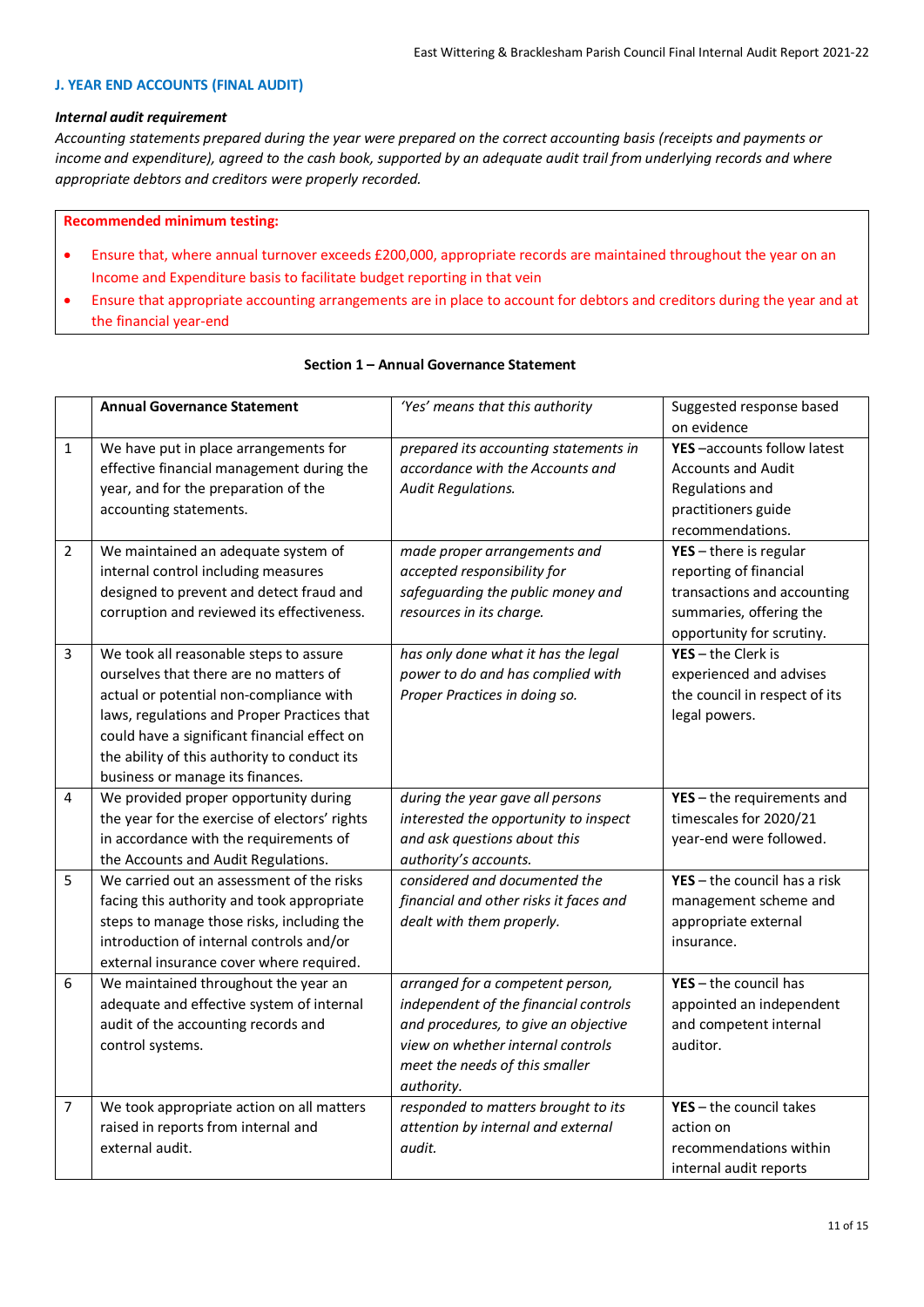### J. YEAR END ACCOUNTS (FINAL AUDIT)

***Internal audit requirement***

*Accounting statements prepared during the year were prepared on the correct accounting basis (receipts and payments or income and expenditure), agreed to the cash book, supported by an adequate audit trail from underlying records and where appropriate debtors and creditors were properly recorded.*

**Recommended minimum testing:**

- Ensure that, where annual turnover exceeds £200,000, appropriate records are maintained throughout the year on an Income and Expenditure basis to facilitate budget reporting in that vein
- Ensure that appropriate accounting arrangements are in place to account for debtors and creditors during the year and at the financial year-end

**Section 1 – Annual Governance Statement**

| | Annual Governance Statement | *'Yes' means that this authority* | Suggested response based on evidence |
|---|---|---|---|
| 1 | We have put in place arrangements for effective financial management during the year, and for the preparation of the accounting statements. | *prepared its accounting statements in accordance with the Accounts and Audit Regulations.* | **YES** –accounts follow latest Accounts and Audit Regulations and practitioners guide recommendations. |
| 2 | We maintained an adequate system of internal control including measures designed to prevent and detect fraud and corruption and reviewed its effectiveness. | *made proper arrangements and accepted responsibility for safeguarding the public money and resources in its charge.* | **YES** – there is regular reporting of financial transactions and accounting summaries, offering the opportunity for scrutiny. |
| 3 | We took all reasonable steps to assure ourselves that there are no matters of actual or potential non-compliance with laws, regulations and Proper Practices that could have a significant financial effect on the ability of this authority to conduct its business or manage its finances. | *has only done what it has the legal power to do and has complied with Proper Practices in doing so.* | **YES** – the Clerk is experienced and advises the council in respect of its legal powers. |
| 4 | We provided proper opportunity during the year for the exercise of electors' rights in accordance with the requirements of the Accounts and Audit Regulations. | *during the year gave all persons interested the opportunity to inspect and ask questions about this authority's accounts.* | **YES** – the requirements and timescales for 2020/21 year-end were followed. |
| 5 | We carried out an assessment of the risks facing this authority and took appropriate steps to manage those risks, including the introduction of internal controls and/or external insurance cover where required. | *considered and documented the financial and other risks it faces and dealt with them properly.* | **YES** – the council has a risk management scheme and appropriate external insurance. |
| 6 | We maintained throughout the year an adequate and effective system of internal audit of the accounting records and control systems. | *arranged for a competent person, independent of the financial controls and procedures, to give an objective view on whether internal controls meet the needs of this smaller authority.* | **YES** – the council has appointed an independent and competent internal auditor. |
| 7 | We took appropriate action on all matters raised in reports from internal and external audit. | *responded to matters brought to its attention by internal and external audit.* | **YES** – the council takes action on recommendations within internal audit reports |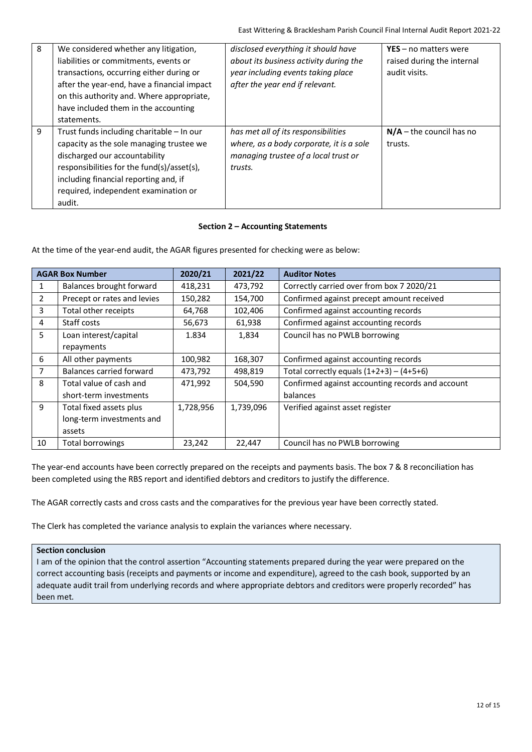| | | | |
|---|---|---|---|
| 8 | We considered whether any litigation, liabilities or commitments, events or transactions, occurring either during or after the year-end, have a financial impact on this authority and. Where appropriate, have included them in the accounting statements. | *disclosed everything it should have about its business activity during the year including events taking place after the year end if relevant.* | **YES** – no matters were raised during the internal audit visits. |
| 9 | Trust funds including charitable – In our capacity as the sole managing trustee we discharged our accountability responsibilities for the fund(s)/asset(s), including financial reporting and, if required, independent examination or audit. | *has met all of its responsibilities where, as a body corporate, it is a sole managing trustee of a local trust or trusts.* | **N/A** – the council has no trusts. |

**Section 2 – Accounting Statements**

At the time of the year-end audit, the AGAR figures presented for checking were as below:

| AGAR Box Number | | 2020/21 | 2021/22 | Auditor Notes |
|---|---|---|---|---|
| 1 | Balances brought forward | 418,231 | 473,792 | Correctly carried over from box 7 2020/21 |
| 2 | Precept or rates and levies | 150,282 | 154,700 | Confirmed against precept amount received |
| 3 | Total other receipts | 64,768 | 102,406 | Confirmed against accounting records |
| 4 | Staff costs | 56,673 | 61,938 | Confirmed against accounting records |
| 5 | Loan interest/capital repayments | 1.834 | 1,834 | Council has no PWLB borrowing |
| 6 | All other payments | 100,982 | 168,307 | Confirmed against accounting records |
| 7 | Balances carried forward | 473,792 | 498,819 | Total correctly equals (1+2+3) – (4+5+6) |
| 8 | Total value of cash and short-term investments | 471,992 | 504,590 | Confirmed against accounting records and account balances |
| 9 | Total fixed assets plus long-term investments and assets | 1,728,956 | 1,739,096 | Verified against asset register |
| 10 | Total borrowings | 23,242 | 22,447 | Council has no PWLB borrowing |

The year-end accounts have been correctly prepared on the receipts and payments basis. The box 7 & 8 reconciliation has been completed using the RBS report and identified debtors and creditors to justify the difference.

The AGAR correctly casts and cross casts and the comparatives for the previous year have been correctly stated.

The Clerk has completed the variance analysis to explain the variances where necessary.

**Section conclusion**

I am of the opinion that the control assertion "Accounting statements prepared during the year were prepared on the correct accounting basis (receipts and payments or income and expenditure), agreed to the cash book, supported by an adequate audit trail from underlying records and where appropriate debtors and creditors were properly recorded" has been met.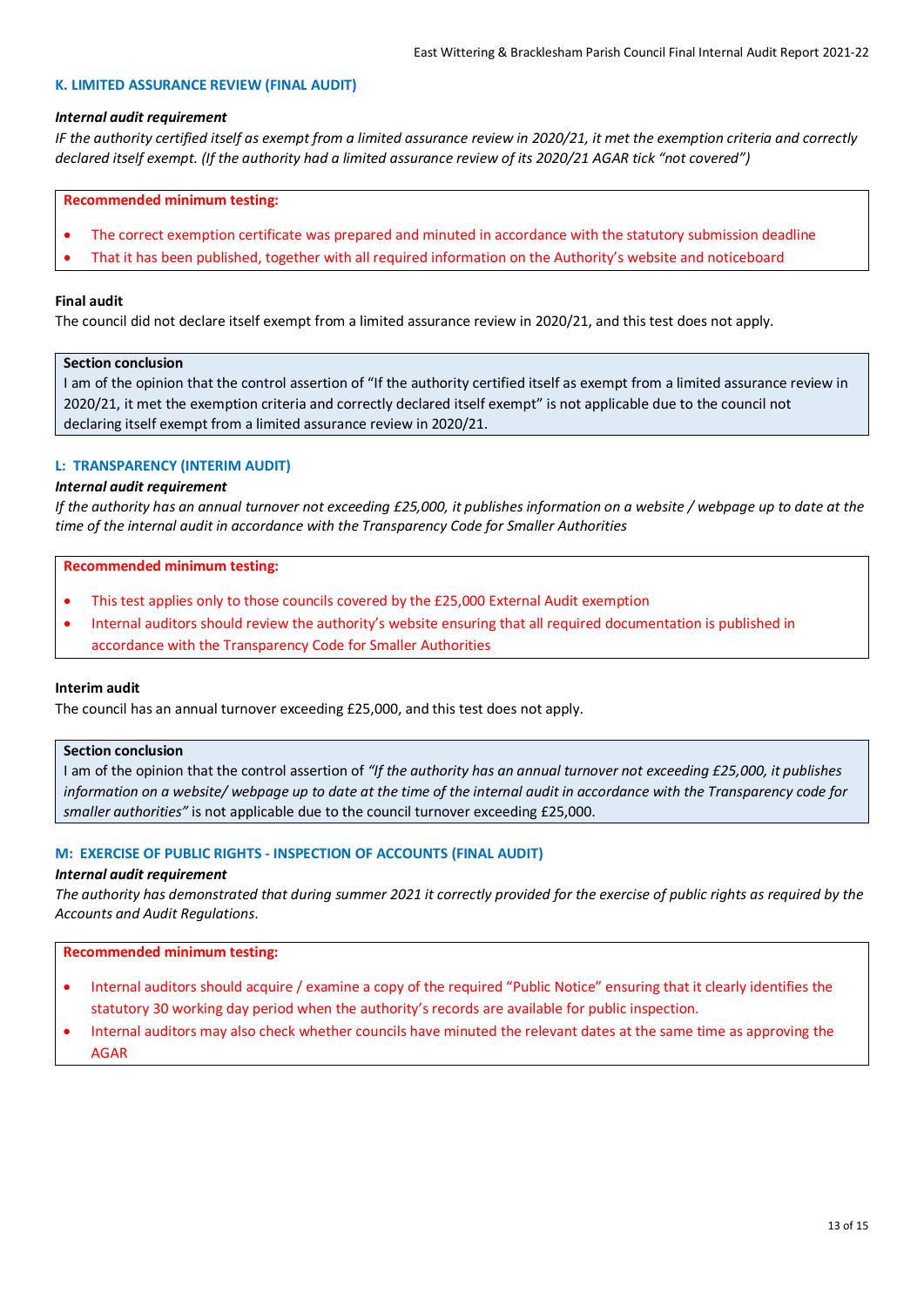### K. LIMITED ASSURANCE REVIEW (FINAL AUDIT)

***Internal audit requirement***

*IF the authority certified itself as exempt from a limited assurance review in 2020/21, it met the exemption criteria and correctly declared itself exempt. (If the authority had a limited assurance review of its 2020/21 AGAR tick "not covered")*

**Recommended minimum testing:**

- The correct exemption certificate was prepared and minuted in accordance with the statutory submission deadline
- That it has been published, together with all required information on the Authority's website and noticeboard

**Final audit**

The council did not declare itself exempt from a limited assurance review in 2020/21, and this test does not apply.

**Section conclusion**

I am of the opinion that the control assertion of "If the authority certified itself as exempt from a limited assurance review in 2020/21, it met the exemption criteria and correctly declared itself exempt" is not applicable due to the council not declaring itself exempt from a limited assurance review in 2020/21.

### L: TRANSPARENCY (INTERIM AUDIT)

***Internal audit requirement***

*If the authority has an annual turnover not exceeding £25,000, it publishes information on a website / webpage up to date at the time of the internal audit in accordance with the Transparency Code for Smaller Authorities*

**Recommended minimum testing:**

- This test applies only to those councils covered by the £25,000 External Audit exemption
- Internal auditors should review the authority's website ensuring that all required documentation is published in accordance with the Transparency Code for Smaller Authorities

**Interim audit**

The council has an annual turnover exceeding £25,000, and this test does not apply.

**Section conclusion**

I am of the opinion that the control assertion of *"If the authority has an annual turnover not exceeding £25,000, it publishes information on a website/ webpage up to date at the time of the internal audit in accordance with the Transparency code for smaller authorities"* is not applicable due to the council turnover exceeding £25,000.

### M: EXERCISE OF PUBLIC RIGHTS - INSPECTION OF ACCOUNTS (FINAL AUDIT)

***Internal audit requirement***

*The authority has demonstrated that during summer 2021 it correctly provided for the exercise of public rights as required by the Accounts and Audit Regulations*.

**Recommended minimum testing:**

- Internal auditors should acquire / examine a copy of the required "Public Notice" ensuring that it clearly identifies the statutory 30 working day period when the authority's records are available for public inspection.
- Internal auditors may also check whether councils have minuted the relevant dates at the same time as approving the AGAR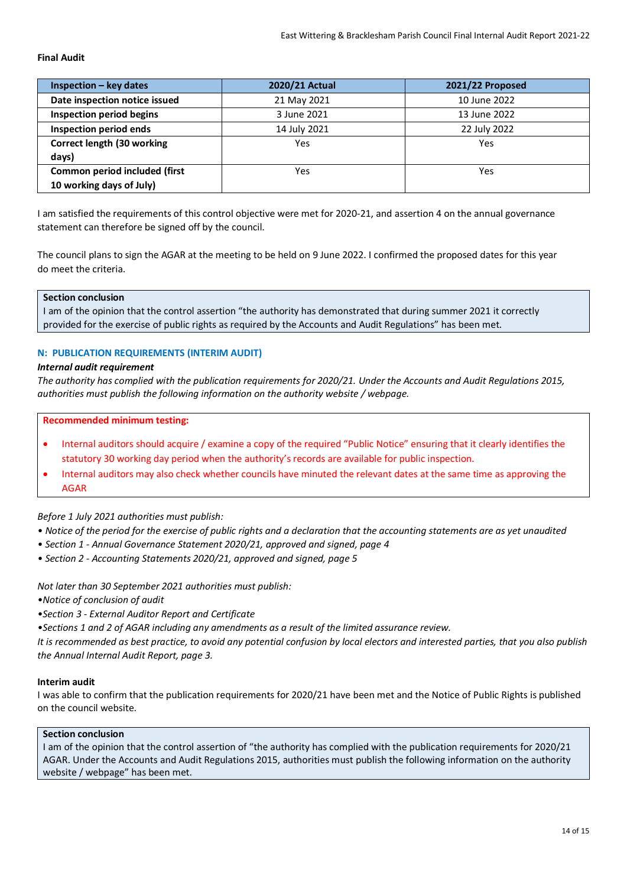**Final Audit**

| Inspection – key dates | 2020/21 Actual | 2021/22 Proposed |
| --- | --- | --- |
| Date inspection notice issued | 21 May 2021 | 10 June 2022 |
| Inspection period begins | 3 June 2021 | 13 June 2022 |
| Inspection period ends | 14 July 2021 | 22 July 2022 |
| Correct length (30 working days) | Yes | Yes |
| Common period included (first 10 working days of July) | Yes | Yes |

I am satisfied the requirements of this control objective were met for 2020-21, and assertion 4 on the annual governance statement can therefore be signed off by the council.

The council plans to sign the AGAR at the meeting to be held on 9 June 2022. I confirmed the proposed dates for this year do meet the criteria.

**Section conclusion**
I am of the opinion that the control assertion "the authority has demonstrated that during summer 2021 it correctly provided for the exercise of public rights as required by the Accounts and Audit Regulations" has been met.

## N: PUBLICATION REQUIREMENTS (INTERIM AUDIT)

***Internal audit requirement***

*The authority has complied with the publication requirements for 2020/21. Under the Accounts and Audit Regulations 2015, authorities must publish the following information on the authority website / webpage.*

**Recommended minimum testing:**

- Internal auditors should acquire / examine a copy of the required "Public Notice" ensuring that it clearly identifies the statutory 30 working day period when the authority's records are available for public inspection.
- Internal auditors may also check whether councils have minuted the relevant dates at the same time as approving the AGAR

*Before 1 July 2021 authorities must publish:*

*• Notice of the period for the exercise of public rights and a declaration that the accounting statements are as yet unaudited*
*• Section 1 - Annual Governance Statement 2020/21, approved and signed, page 4*
*• Section 2 - Accounting Statements 2020/21, approved and signed, page 5*

*Not later than 30 September 2021 authorities must publish:*

*•Notice of conclusion of audit*
*•Section 3 - External Auditor Report and Certificate*
*•Sections 1 and 2 of AGAR including any amendments as a result of the limited assurance review.*
*It is recommended as best practice, to avoid any potential confusion by local electors and interested parties, that you also publish the Annual Internal Audit Report, page 3.*

**Interim audit**

I was able to confirm that the publication requirements for 2020/21 have been met and the Notice of Public Rights is published on the council website.

**Section conclusion**
I am of the opinion that the control assertion of "the authority has complied with the publication requirements for 2020/21 AGAR. Under the Accounts and Audit Regulations 2015, authorities must publish the following information on the authority website / webpage" has been met.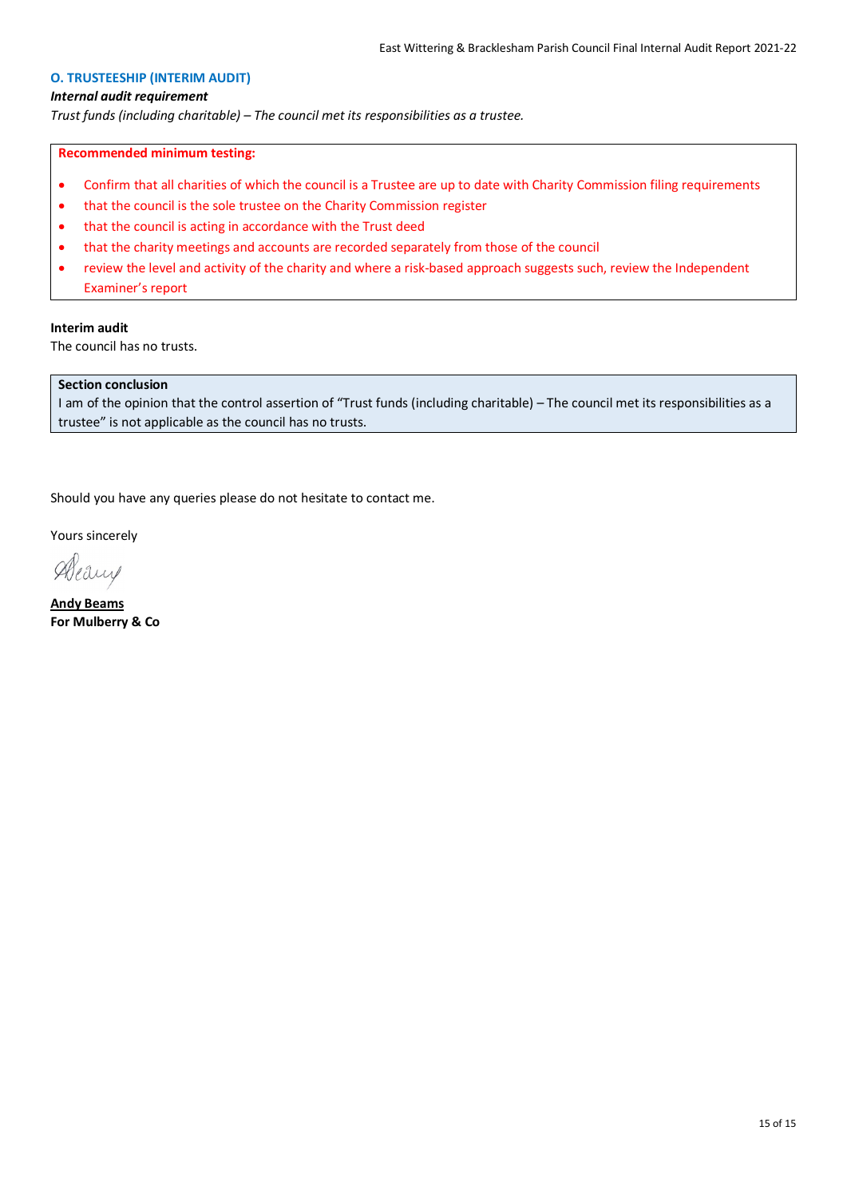## O. TRUSTEESHIP (INTERIM AUDIT)

***Internal audit requirement***

*Trust funds (including charitable) – The council met its responsibilities as a trustee.*

**Recommended minimum testing:**

- Confirm that all charities of which the council is a Trustee are up to date with Charity Commission filing requirements
- that the council is the sole trustee on the Charity Commission register
- that the council is acting in accordance with the Trust deed
- that the charity meetings and accounts are recorded separately from those of the council
- review the level and activity of the charity and where a risk-based approach suggests such, review the Independent Examiner's report

**Interim audit**

The council has no trusts.

**Section conclusion**

I am of the opinion that the control assertion of "Trust funds (including charitable) – The council met its responsibilities as a trustee" is not applicable as the council has no trusts.

Should you have any queries please do not hesitate to contact me.

Yours sincerely

**Andy Beams**
**For Mulberry & Co**